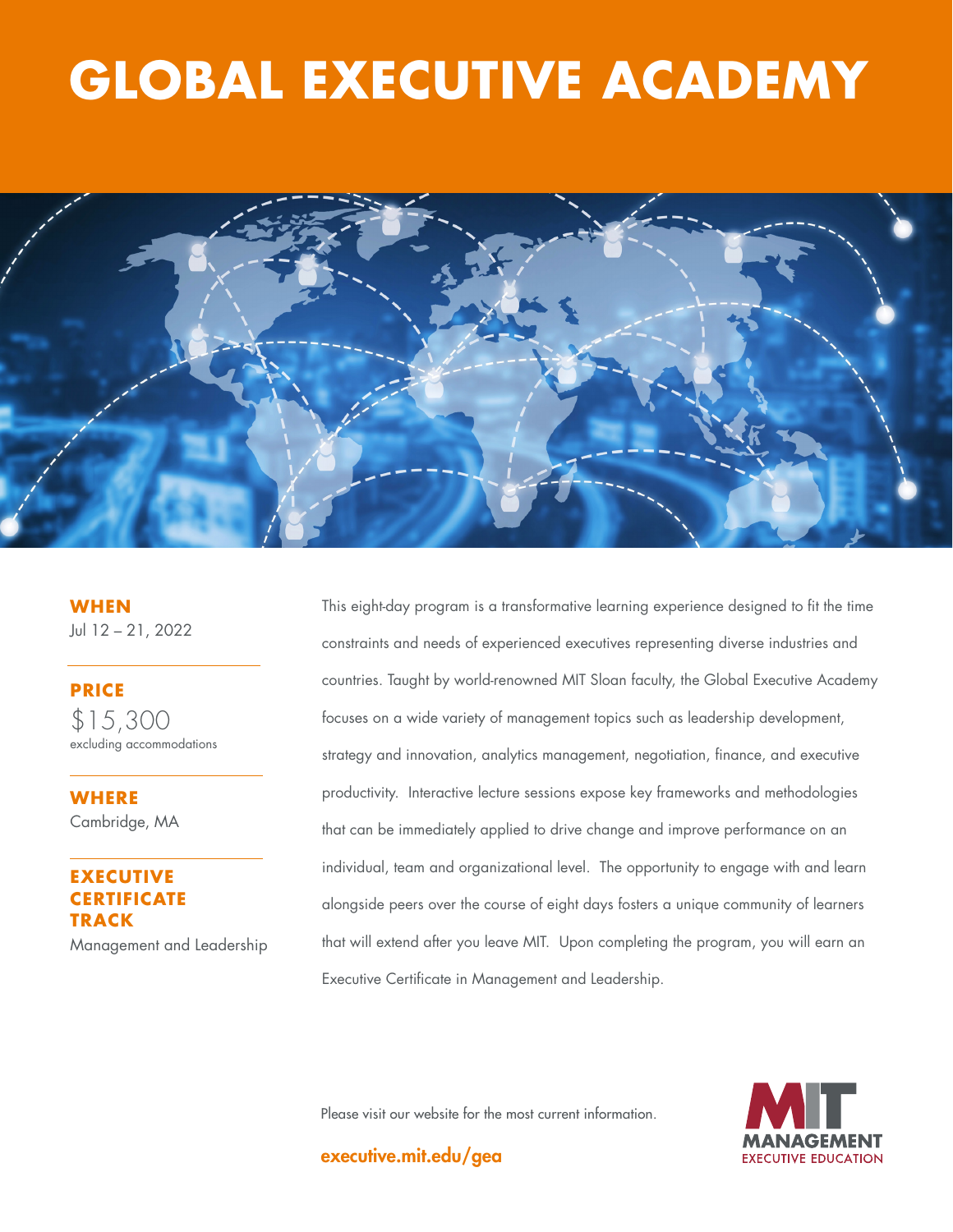# GLOBAL EXECUTIVE ACADEMY

**WHEN**
Jul 12 – 21, 2022

**PRICE**
$15,300
excluding accommodations

**WHERE**
Cambridge, MA

**EXECUTIVE CERTIFICATE TRACK**
Management and Leadership

This eight-day program is a transformative learning experience designed to fit the time constraints and needs of experienced executives representing diverse industries and countries. Taught by world-renowned MIT Sloan faculty, the Global Executive Academy focuses on a wide variety of management topics such as leadership development, strategy and innovation, analytics management, negotiation, finance, and executive productivity. Interactive lecture sessions expose key frameworks and methodologies that can be immediately applied to drive change and improve performance on an individual, team and organizational level. The opportunity to engage with and learn alongside peers over the course of eight days fosters a unique community of learners that will extend after you leave MIT. Upon completing the program, you will earn an Executive Certificate in Management and Leadership.

Please visit our website for the most current information.

**executive.mit.edu/gea**

MIT MANAGEMENT EXECUTIVE EDUCATION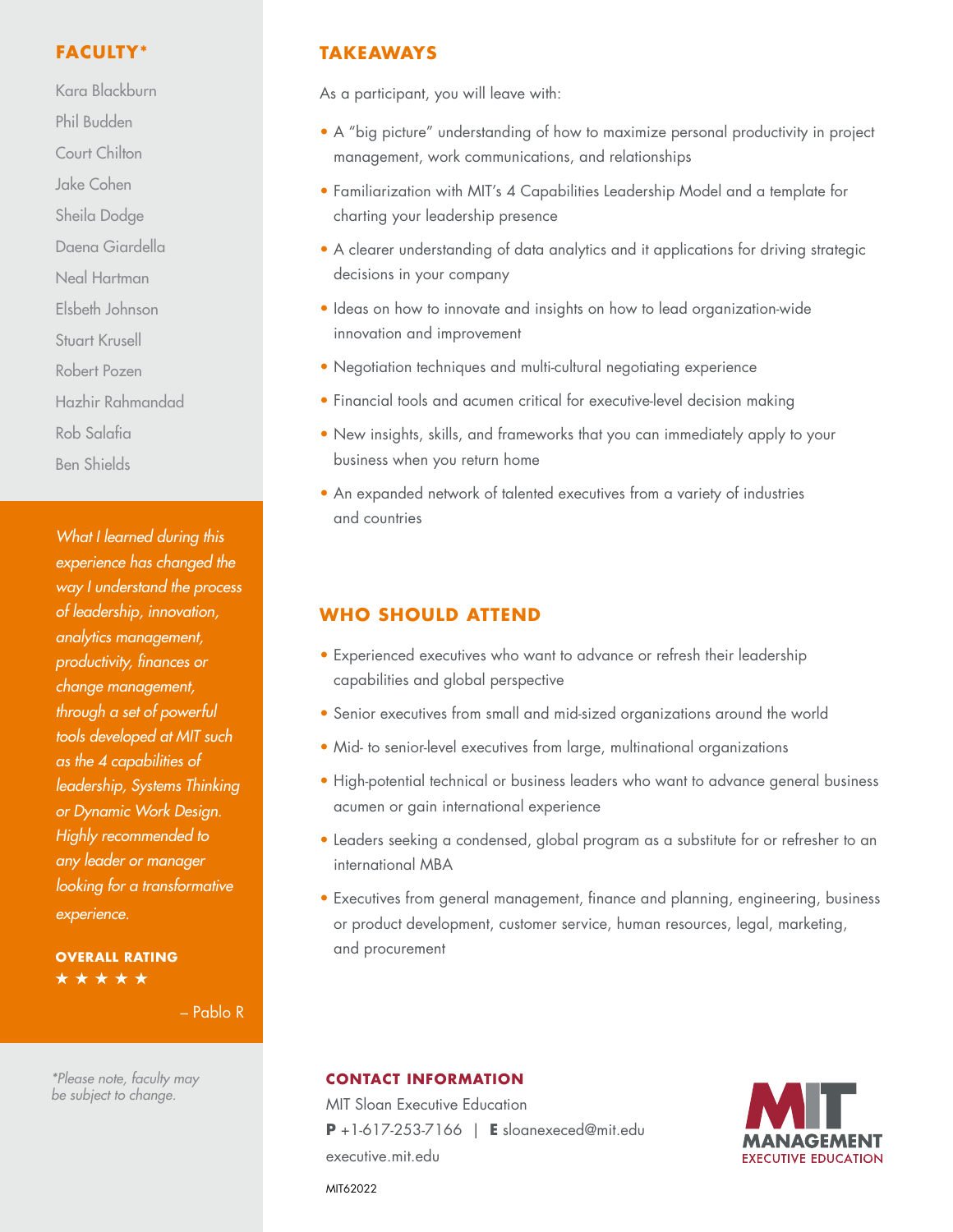## FACULTY*

Kara Blackburn
Phil Budden
Court Chilton
Jake Cohen
Sheila Dodge
Daena Giardella
Neal Hartman
Elsbeth Johnson
Stuart Krusell
Robert Pozen
Hazhir Rahmandad
Rob Salafia
Ben Shields

*What I learned during this experience has changed the way I understand the process of leadership, innovation, analytics management, productivity, finances or change management, through a set of powerful tools developed at MIT such as the 4 capabilities of leadership, Systems Thinking or Dynamic Work Design. Highly recommended to any leader or manager looking for a transformative experience.*

**OVERALL RATING**
★ ★ ★ ★ ★

– Pablo R

*\*Please note, faculty may be subject to change.*

## TAKEAWAYS

As a participant, you will leave with:

- A "big picture" understanding of how to maximize personal productivity in project management, work communications, and relationships
- Familiarization with MIT's 4 Capabilities Leadership Model and a template for charting your leadership presence
- A clearer understanding of data analytics and it applications for driving strategic decisions in your company
- Ideas on how to innovate and insights on how to lead organization-wide innovation and improvement
- Negotiation techniques and multi-cultural negotiating experience
- Financial tools and acumen critical for executive-level decision making
- New insights, skills, and frameworks that you can immediately apply to your business when you return home
- An expanded network of talented executives from a variety of industries and countries

## WHO SHOULD ATTEND

- Experienced executives who want to advance or refresh their leadership capabilities and global perspective
- Senior executives from small and mid-sized organizations around the world
- Mid- to senior-level executives from large, multinational organizations
- High-potential technical or business leaders who want to advance general business acumen or gain international experience
- Leaders seeking a condensed, global program as a substitute for or refresher to an international MBA
- Executives from general management, finance and planning, engineering, business or product development, customer service, human resources, legal, marketing, and procurement

### CONTACT INFORMATION

MIT Sloan Executive Education
**P** +1-617-253-7166 | **E** sloanexeced@mit.edu
executive.mit.edu

MIT MANAGEMENT EXECUTIVE EDUCATION

MIT62022